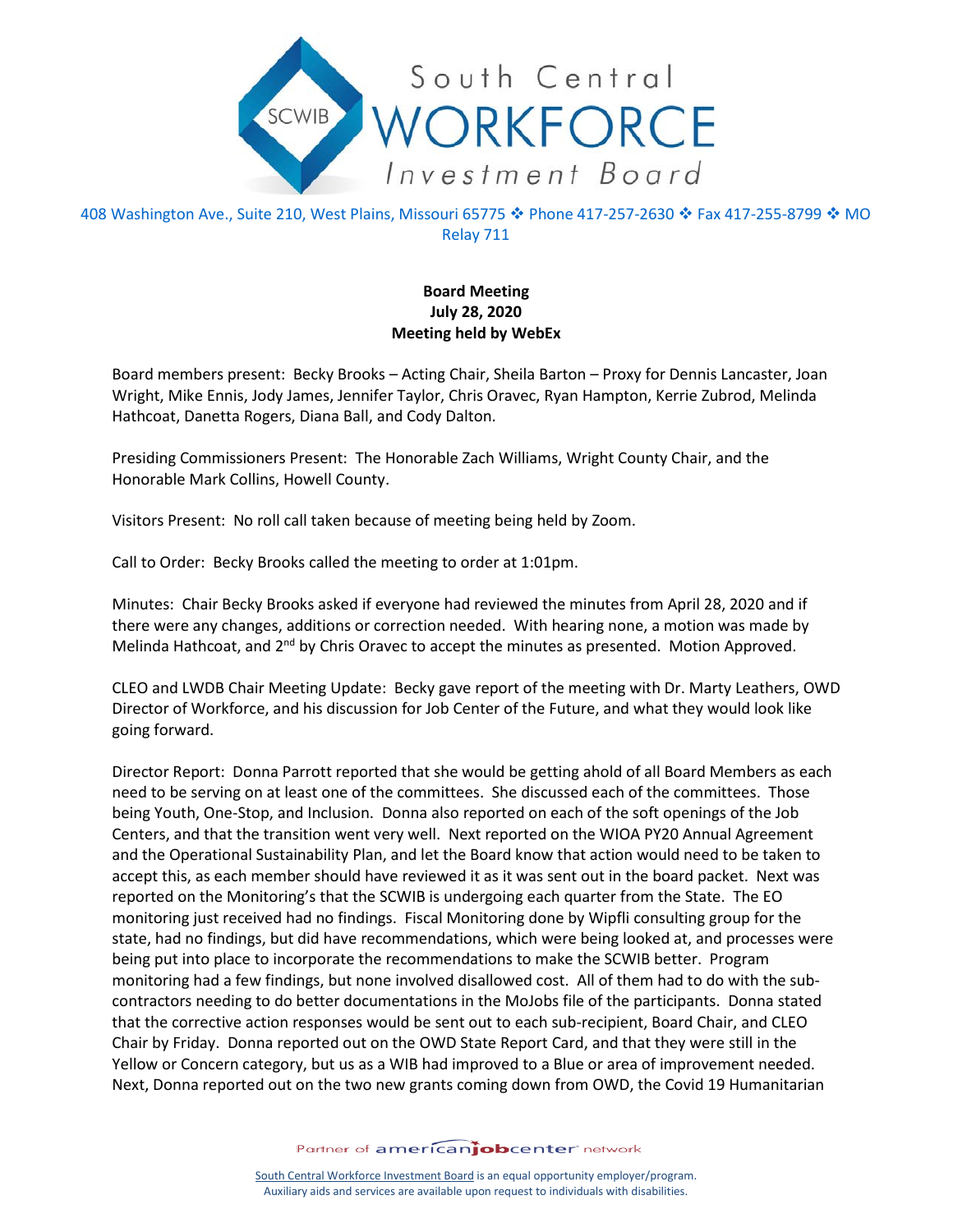South Central WORKFORCE Investment Board

408 Washington Ave., Suite 210, West Plains, Missouri 65775 ❖ Phone 417-257-2630 ❖ Fax 417-255-8799 ❖ MO Relay 711

**Board Meeting**
**July 28, 2020**
**Meeting held by WebEx**

Board members present: Becky Brooks – Acting Chair, Sheila Barton – Proxy for Dennis Lancaster, Joan Wright, Mike Ennis, Jody James, Jennifer Taylor, Chris Oravec, Ryan Hampton, Kerrie Zubrod, Melinda Hathcoat, Danetta Rogers, Diana Ball, and Cody Dalton.

Presiding Commissioners Present: The Honorable Zach Williams, Wright County Chair, and the Honorable Mark Collins, Howell County.

Visitors Present: No roll call taken because of meeting being held by Zoom.

Call to Order: Becky Brooks called the meeting to order at 1:01pm.

Minutes: Chair Becky Brooks asked if everyone had reviewed the minutes from April 28, 2020 and if there were any changes, additions or correction needed. With hearing none, a motion was made by Melinda Hathcoat, and 2nd by Chris Oravec to accept the minutes as presented. Motion Approved.

CLEO and LWDB Chair Meeting Update: Becky gave report of the meeting with Dr. Marty Leathers, OWD Director of Workforce, and his discussion for Job Center of the Future, and what they would look like going forward.

Director Report: Donna Parrott reported that she would be getting ahold of all Board Members as each need to be serving on at least one of the committees. She discussed each of the committees. Those being Youth, One-Stop, and Inclusion. Donna also reported on each of the soft openings of the Job Centers, and that the transition went very well. Next reported on the WIOA PY20 Annual Agreement and the Operational Sustainability Plan, and let the Board know that action would need to be taken to accept this, as each member should have reviewed it as it was sent out in the board packet. Next was reported on the Monitoring's that the SCWIB is undergoing each quarter from the State. The EO monitoring just received had no findings. Fiscal Monitoring done by Wipfli consulting group for the state, had no findings, but did have recommendations, which were being looked at, and processes were being put into place to incorporate the recommendations to make the SCWIB better. Program monitoring had a few findings, but none involved disallowed cost. All of them had to do with the sub-contractors needing to do better documentations in the MoJobs file of the participants. Donna stated that the corrective action responses would be sent out to each sub-recipient, Board Chair, and CLEO Chair by Friday. Donna reported out on the OWD State Report Card, and that they were still in the Yellow or Concern category, but us as a WIB had improved to a Blue or area of improvement needed. Next, Donna reported out on the two new grants coming down from OWD, the Covid 19 Humanitarian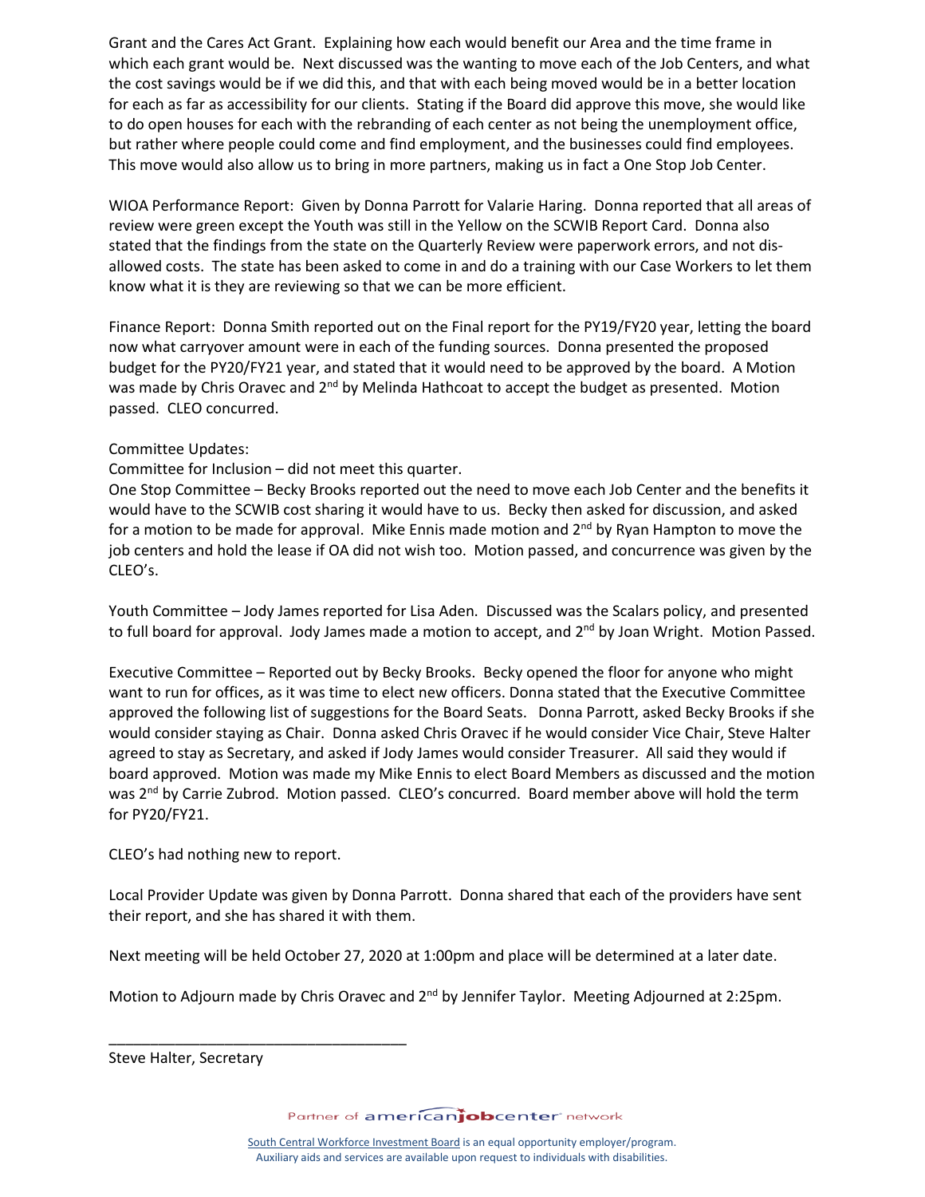Grant and the Cares Act Grant. Explaining how each would benefit our Area and the time frame in which each grant would be. Next discussed was the wanting to move each of the Job Centers, and what the cost savings would be if we did this, and that with each being moved would be in a better location for each as far as accessibility for our clients. Stating if the Board did approve this move, she would like to do open houses for each with the rebranding of each center as not being the unemployment office, but rather where people could come and find employment, and the businesses could find employees. This move would also allow us to bring in more partners, making us in fact a One Stop Job Center.

WIOA Performance Report: Given by Donna Parrott for Valarie Haring. Donna reported that all areas of review were green except the Youth was still in the Yellow on the SCWIB Report Card. Donna also stated that the findings from the state on the Quarterly Review were paperwork errors, and not dis-allowed costs. The state has been asked to come in and do a training with our Case Workers to let them know what it is they are reviewing so that we can be more efficient.

Finance Report: Donna Smith reported out on the Final report for the PY19/FY20 year, letting the board now what carryover amount were in each of the funding sources. Donna presented the proposed budget for the PY20/FY21 year, and stated that it would need to be approved by the board. A Motion was made by Chris Oravec and 2nd by Melinda Hathcoat to accept the budget as presented. Motion passed. CLEO concurred.

Committee Updates:

Committee for Inclusion – did not meet this quarter.

One Stop Committee – Becky Brooks reported out the need to move each Job Center and the benefits it would have to the SCWIB cost sharing it would have to us. Becky then asked for discussion, and asked for a motion to be made for approval. Mike Ennis made motion and 2nd by Ryan Hampton to move the job centers and hold the lease if OA did not wish too. Motion passed, and concurrence was given by the CLEO's.

Youth Committee – Jody James reported for Lisa Aden. Discussed was the Scalars policy, and presented to full board for approval. Jody James made a motion to accept, and 2nd by Joan Wright. Motion Passed.

Executive Committee – Reported out by Becky Brooks. Becky opened the floor for anyone who might want to run for offices, as it was time to elect new officers. Donna stated that the Executive Committee approved the following list of suggestions for the Board Seats. Donna Parrott, asked Becky Brooks if she would consider staying as Chair. Donna asked Chris Oravec if he would consider Vice Chair, Steve Halter agreed to stay as Secretary, and asked if Jody James would consider Treasurer. All said they would if board approved. Motion was made my Mike Ennis to elect Board Members as discussed and the motion was 2nd by Carrie Zubrod. Motion passed. CLEO's concurred. Board member above will hold the term for PY20/FY21.

CLEO's had nothing new to report.

Local Provider Update was given by Donna Parrott. Donna shared that each of the providers have sent their report, and she has shared it with them.

Next meeting will be held October 27, 2020 at 1:00pm and place will be determined at a later date.

Motion to Adjourn made by Chris Oravec and 2nd by Jennifer Taylor. Meeting Adjourned at 2:25pm.

\_\_\_\_\_\_\_\_\_\_\_\_\_\_\_\_\_\_\_\_\_\_\_\_\_\_\_\_\_\_\_\_\_\_\_\_

Steve Halter, Secretary

Partner of americanjobcenter network

South Central Workforce Investment Board is an equal opportunity employer/program.
Auxiliary aids and services are available upon request to individuals with disabilities.